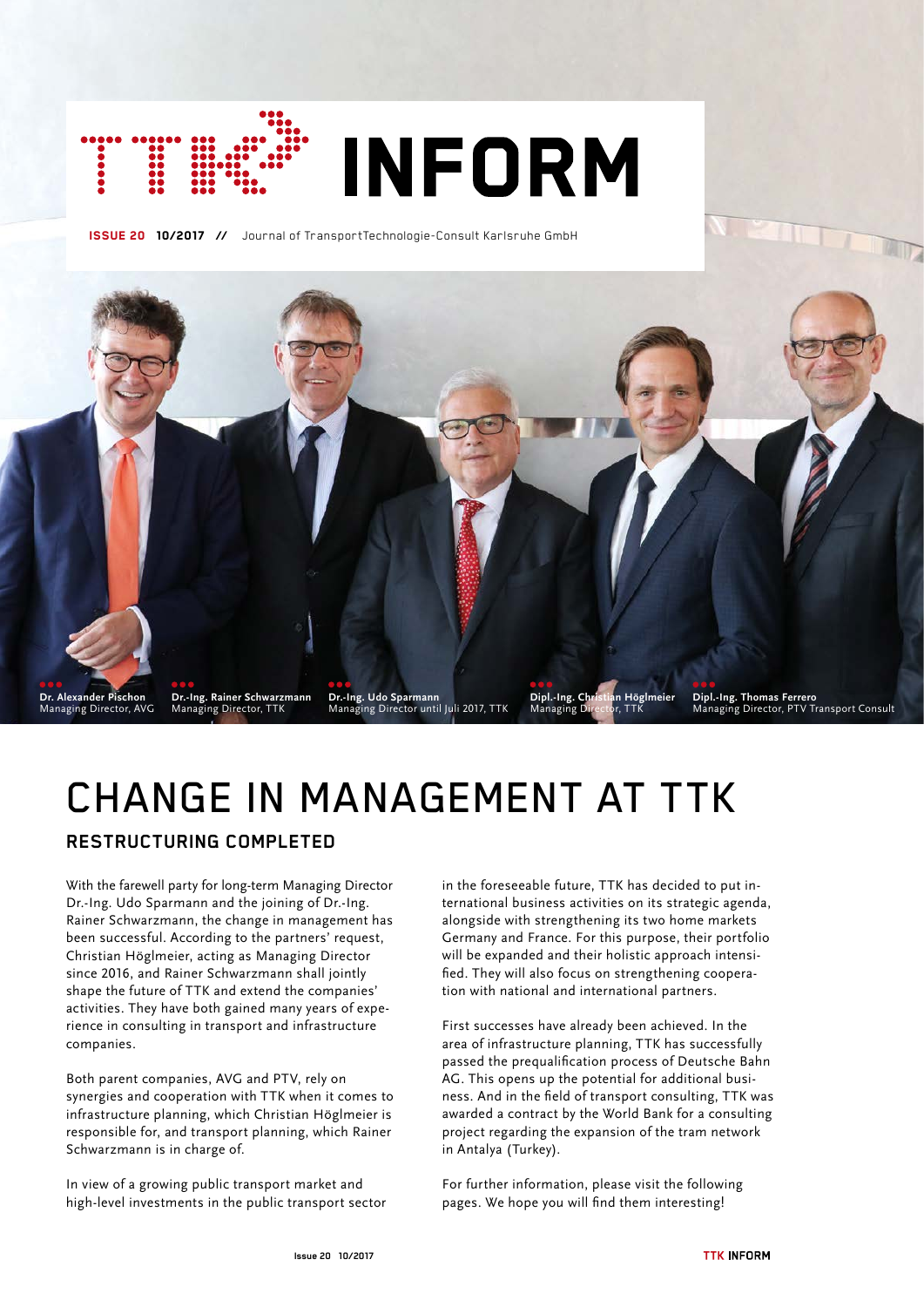# TTK INFORM

**ISSUE 20** **10/2017** // Journal of TransportTechnologie-Consult Karlsruhe GmbH

**Dr. Alexander Pischon**
Managing Director, AVG

**Dr.-Ing. Rainer Schwarzmann**
Managing Director, TTK

**Dr.-Ing. Udo Sparmann**
Managing Director until Juli 2017, TTK

**Dipl.-Ing. Christian Höglmeier**
Managing Director, TTK

**Dipl.-Ing. Thomas Ferrero**
Managing Director, PTV Transport Consult

# CHANGE IN MANAGEMENT AT TTK

## RESTRUCTURING COMPLETED

With the farewell party for long-term Managing Director Dr.-Ing. Udo Sparmann and the joining of Dr.-Ing. Rainer Schwarzmann, the change in management has been successful. According to the partners' request, Christian Höglmeier, acting as Managing Director since 2016, and Rainer Schwarzmann shall jointly shape the future of TTK and extend the companies' activities. They have both gained many years of experience in consulting in transport and infrastructure companies.

Both parent companies, AVG and PTV, rely on synergies and cooperation with TTK when it comes to infrastructure planning, which Christian Höglmeier is responsible for, and transport planning, which Rainer Schwarzmann is in charge of.

In view of a growing public transport market and high-level investments in the public transport sector in the foreseeable future, TTK has decided to put international business activities on its strategic agenda, alongside with strengthening its two home markets Germany and France. For this purpose, their portfolio will be expanded and their holistic approach intensified. They will also focus on strengthening cooperation with national and international partners.

First successes have already been achieved. In the area of infrastructure planning, TTK has successfully passed the prequalification process of Deutsche Bahn AG. This opens up the potential for additional business. And in the field of transport consulting, TTK was awarded a contract by the World Bank for a consulting project regarding the expansion of the tram network in Antalya (Turkey).

For further information, please visit the following pages. We hope you will find them interesting!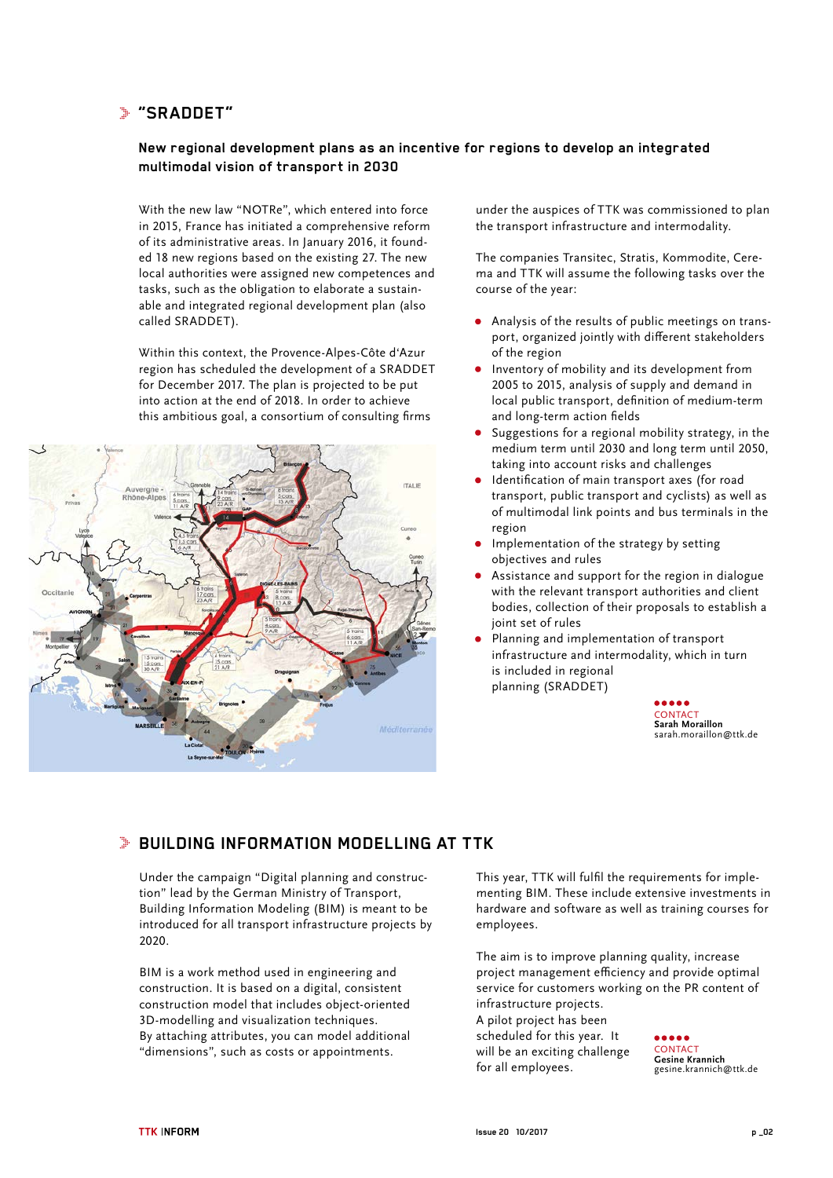## "SRADDET"

### New regional development plans as an incentive for regions to develop an integrated multimodal vision of transport in 2030

With the new law "NOTRe", which entered into force in 2015, France has initiated a comprehensive reform of its administrative areas. In January 2016, it founded 18 new regions based on the existing 27. The new local authorities were assigned new competences and tasks, such as the obligation to elaborate a sustainable and integrated regional development plan (also called SRADDET).

Within this context, the Provence-Alpes-Côte d'Azur region has scheduled the development of a SRADDET for December 2017. The plan is projected to be put into action at the end of 2018. In order to achieve this ambitious goal, a consortium of consulting firms under the auspices of TTK was commissioned to plan the transport infrastructure and intermodality.

The companies Transitec, Stratis, Kommodite, Cerema and TTK will assume the following tasks over the course of the year:

- Analysis of the results of public meetings on transport, organized jointly with different stakeholders of the region
- Inventory of mobility and its development from 2005 to 2015, analysis of supply and demand in local public transport, definition of medium-term and long-term action fields
- Suggestions for a regional mobility strategy, in the medium term until 2030 and long term until 2050, taking into account risks and challenges
- Identification of main transport axes (for road transport, public transport and cyclists) as well as of multimodal link points and bus terminals in the region
- Implementation of the strategy by setting objectives and rules
- Assistance and support for the region in dialogue with the relevant transport authorities and client bodies, collection of their proposals to establish a joint set of rules
- Planning and implementation of transport infrastructure and intermodality, which in turn is included in regional planning (SRADDET)

CONTACT
**Sarah Moraillon**
sarah.moraillon@ttk.de

## BUILDING INFORMATION MODELLING AT TTK

Under the campaign "Digital planning and construction" lead by the German Ministry of Transport, Building Information Modeling (BIM) is meant to be introduced for all transport infrastructure projects by 2020.

BIM is a work method used in engineering and construction. It is based on a digital, consistent construction model that includes object-oriented 3D-modelling and visualization techniques. By attaching attributes, you can model additional "dimensions", such as costs or appointments.

This year, TTK will fulfil the requirements for implementing BIM. These include extensive investments in hardware and software as well as training courses for employees.

The aim is to improve planning quality, increase project management efficiency and provide optimal service for customers working on the PR content of infrastructure projects.
A pilot project has been scheduled for this year. It will be an exciting challenge for all employees.

CONTACT
**Gesine Krannich**
gesine.krannich@ttk.de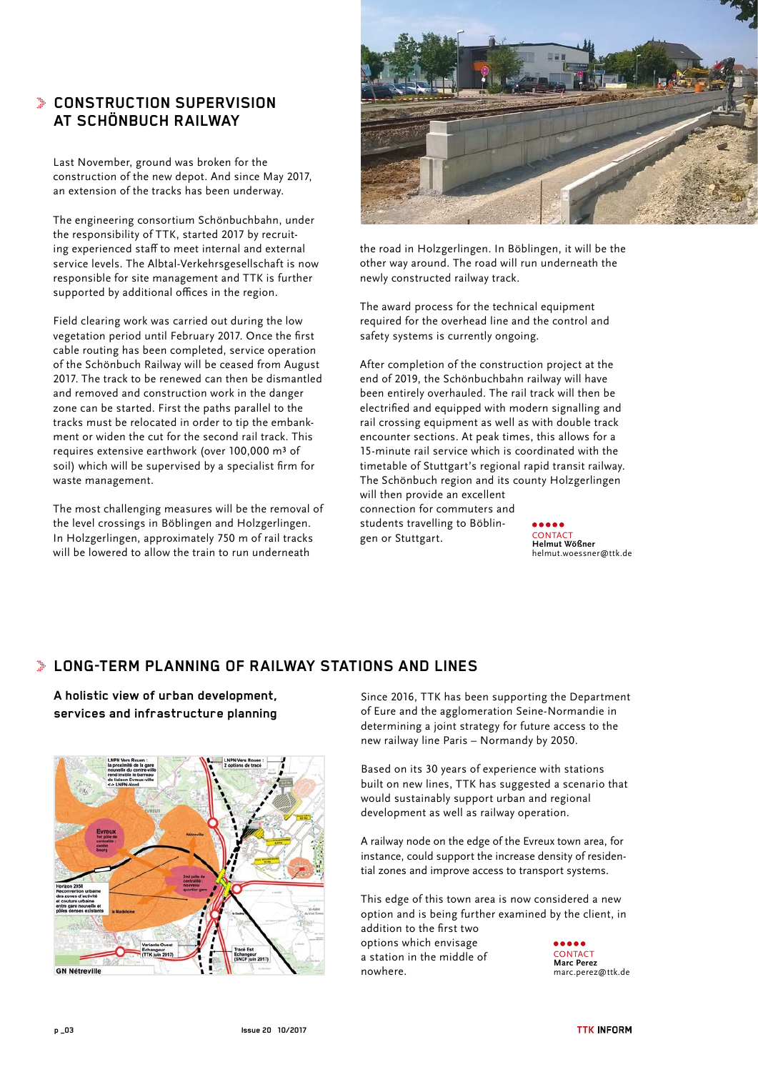## CONSTRUCTION SUPERVISION AT SCHÖNBUCH RAILWAY

Last November, ground was broken for the construction of the new depot. And since May 2017, an extension of the tracks has been underway.

The engineering consortium Schönbuchbahn, under the responsibility of TTK, started 2017 by recruiting experienced staff to meet internal and external service levels. The Albtal-Verkehrsgesellschaft is now responsible for site management and TTK is further supported by additional offices in the region.

Field clearing work was carried out during the low vegetation period until February 2017. Once the first cable routing has been completed, service operation of the Schönbuch Railway will be ceased from August 2017. The track to be renewed can then be dismantled and removed and construction work in the danger zone can be started. First the paths parallel to the tracks must be relocated in order to tip the embankment or widen the cut for the second rail track. This requires extensive earthwork (over 100,000 m³ of soil) which will be supervised by a specialist firm for waste management.

The most challenging measures will be the removal of the level crossings in Böblingen and Holzgerlingen. In Holzgerlingen, approximately 750 m of rail tracks will be lowered to allow the train to run underneath the road in Holzgerlingen. In Böblingen, it will be the other way around. The road will run underneath the newly constructed railway track.

The award process for the technical equipment required for the overhead line and the control and safety systems is currently ongoing.

After completion of the construction project at the end of 2019, the Schönbuchbahn railway will have been entirely overhauled. The rail track will then be electrified and equipped with modern signalling and rail crossing equipment as well as with double track encounter sections. At peak times, this allows for a 15-minute rail service which is coordinated with the timetable of Stuttgart's regional rapid transit railway. The Schönbuch region and its county Holzgerlingen will then provide an excellent connection for commuters and students travelling to Böblingen or Stuttgart.

CONTACT
**Helmut Wößner**
helmut.woessner@ttk.de

## LONG-TERM PLANNING OF RAILWAY STATIONS AND LINES

**A holistic view of urban development, services and infrastructure planning**

Since 2016, TTK has been supporting the Department of Eure and the agglomeration Seine-Normandie in determining a joint strategy for future access to the new railway line Paris – Normandy by 2050.

Based on its 30 years of experience with stations built on new lines, TTK has suggested a scenario that would sustainably support urban and regional development as well as railway operation.

A railway node on the edge of the Evreux town area, for instance, could support the increase density of residential zones and improve access to transport systems.

This edge of this town area is now considered a new option and is being further examined by the client, in addition to the first two options which envisage a station in the middle of nowhere.

CONTACT
**Marc Perez**
marc.perez@ttk.de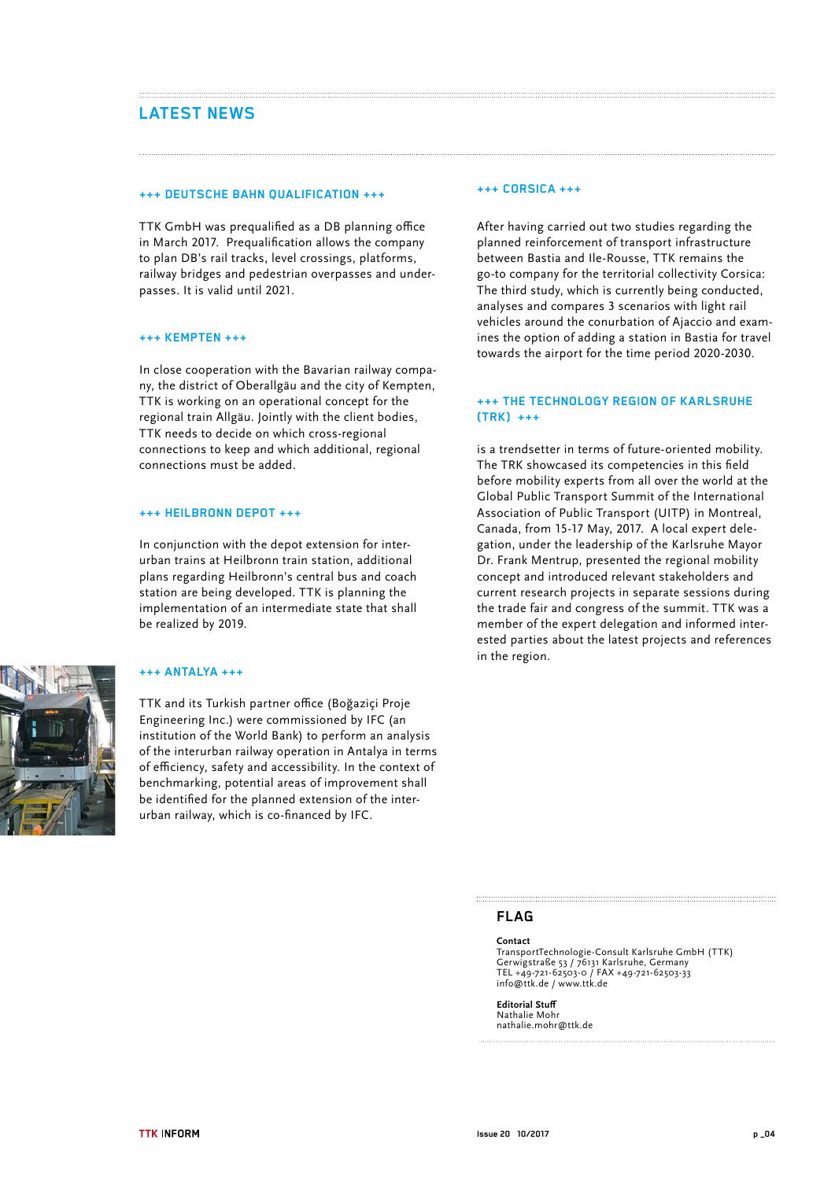# LATEST NEWS

### +++ DEUTSCHE BAHN QUALIFICATION +++

TTK GmbH was prequalified as a DB planning office in March 2017. Prequalification allows the company to plan DB's rail tracks, level crossings, platforms, railway bridges and pedestrian overpasses and underpasses. It is valid until 2021.

### +++ KEMPTEN +++

In close cooperation with the Bavarian railway company, the district of Oberallgäu and the city of Kempten, TTK is working on an operational concept for the regional train Allgäu. Jointly with the client bodies, TTK needs to decide on which cross-regional connections to keep and which additional, regional connections must be added.

### +++ HEILBRONN DEPOT +++

In conjunction with the depot extension for interurban trains at Heilbronn train station, additional plans regarding Heilbronn's central bus and coach station are being developed. TTK is planning the implementation of an intermediate state that shall be realized by 2019.

### +++ ANTALYA +++

TTK and its Turkish partner office (Boğaziçi Proje Engineering Inc.) were commissioned by IFC (an institution of the World Bank) to perform an analysis of the interurban railway operation in Antalya in terms of efficiency, safety and accessibility. In the context of benchmarking, potential areas of improvement shall be identified for the planned extension of the interurban railway, which is co-financed by IFC.

### +++ CORSICA +++

After having carried out two studies regarding the planned reinforcement of transport infrastructure between Bastia and Ile-Rousse, TTK remains the go-to company for the territorial collectivity Corsica: The third study, which is currently being conducted, analyses and compares 3 scenarios with light rail vehicles around the conurbation of Ajaccio and examines the option of adding a station in Bastia for travel towards the airport for the time period 2020-2030.

### +++ THE TECHNOLOGY REGION OF KARLSRUHE (TRK) +++

is a trendsetter in terms of future-oriented mobility. The TRK showcased its competencies in this field before mobility experts from all over the world at the Global Public Transport Summit of the International Association of Public Transport (UITP) in Montreal, Canada, from 15-17 May, 2017. A local expert delegation, under the leadership of the Karlsruhe Mayor Dr. Frank Mentrup, presented the regional mobility concept and introduced relevant stakeholders and current research projects in separate sessions during the trade fair and congress of the summit. TTK was a member of the expert delegation and informed interested parties about the latest projects and references in the region.

## FLAG

**Contact**
TransportTechnologie-Consult Karlsruhe GmbH (TTK)
Gerwigstraße 53 / 76131 Karlsruhe, Germany
TEL +49-721-62503-0 / FAX +49-721-62503-33
info@ttk.de / www.ttk.de

**Editorial Stuff**
Nathalie Mohr
nathalie.mohr@ttk.de